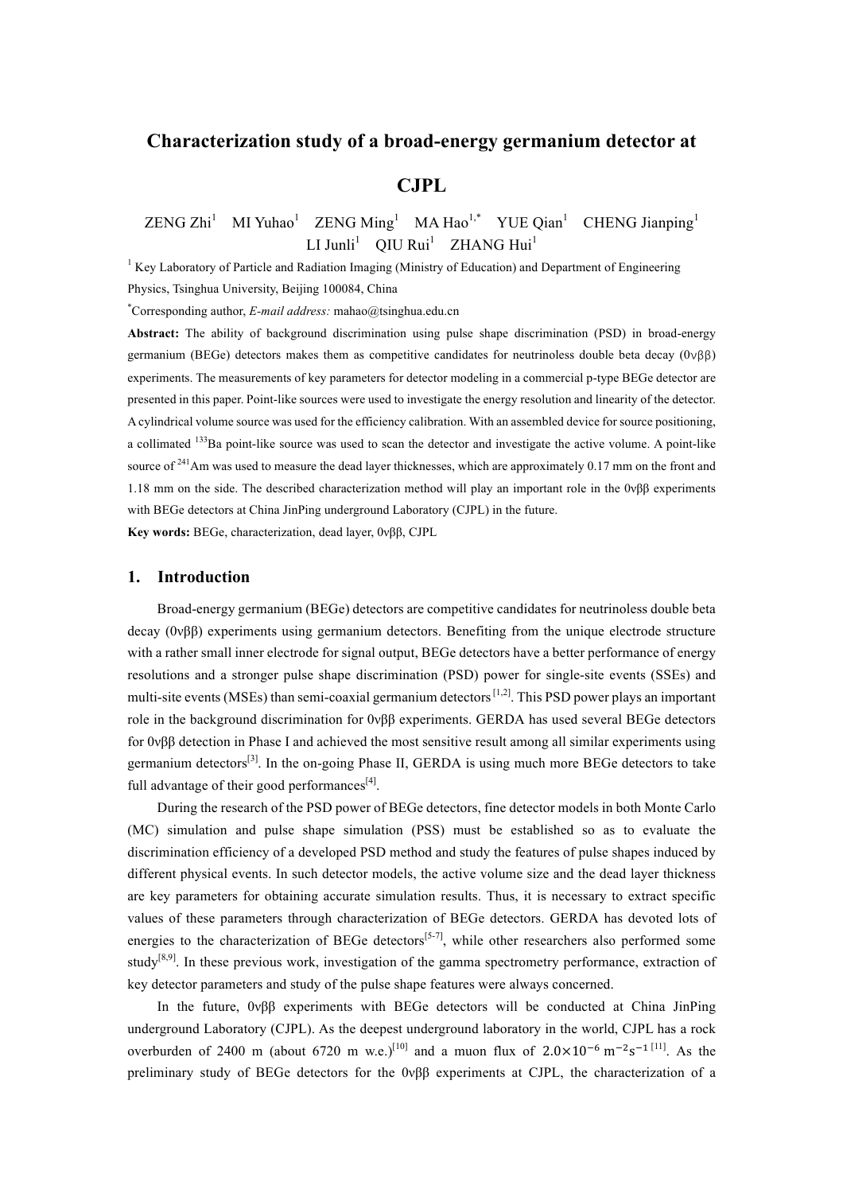# Characterization study of a broad-energy germanium detector at CJPL

ZENG Zhi[1] MI Yuhao[1] ZENG Ming[1] MA Hao[1,*] YUE Qian[1] CHENG Jianping[1] LI Junli[1] QIU Rui[1] ZHANG Hui[1]

[1] Key Laboratory of Particle and Radiation Imaging (Ministry of Education) and Department of Engineering Physics, Tsinghua University, Beijing 100084, China

[*]Corresponding author, *E-mail address:* mahao@tsinghua.edu.cn

**Abstract:** The ability of background discrimination using pulse shape discrimination (PSD) in broad-energy germanium (BEGe) detectors makes them as competitive candidates for neutrinoless double beta decay (0νββ) experiments. The measurements of key parameters for detector modeling in a commercial p-type BEGe detector are presented in this paper. Point-like sources were used to investigate the energy resolution and linearity of the detector. A cylindrical volume source was used for the efficiency calibration. With an assembled device for source positioning, a collimated $^{133}$Ba point-like source was used to scan the detector and investigate the active volume. A point-like source of $^{241}$Am was used to measure the dead layer thicknesses, which are approximately 0.17 mm on the front and 1.18 mm on the side. The described characterization method will play an important role in the 0νββ experiments with BEGe detectors at China JinPing underground Laboratory (CJPL) in the future.

**Key words:** BEGe, characterization, dead layer, 0νββ, CJPL

## 1. Introduction

Broad-energy germanium (BEGe) detectors are competitive candidates for neutrinoless double beta decay (0νββ) experiments using germanium detectors. Benefiting from the unique electrode structure with a rather small inner electrode for signal output, BEGe detectors have a better performance of energy resolutions and a stronger pulse shape discrimination (PSD) power for single-site events (SSEs) and multi-site events (MSEs) than semi-coaxial germanium detectors [1,2]. This PSD power plays an important role in the background discrimination for 0νββ experiments. GERDA has used several BEGe detectors for 0νββ detection in Phase I and achieved the most sensitive result among all similar experiments using germanium detectors[3]. In the on-going Phase II, GERDA is using much more BEGe detectors to take full advantage of their good performances[4].

During the research of the PSD power of BEGe detectors, fine detector models in both Monte Carlo (MC) simulation and pulse shape simulation (PSS) must be established so as to evaluate the discrimination efficiency of a developed PSD method and study the features of pulse shapes induced by different physical events. In such detector models, the active volume size and the dead layer thickness are key parameters for obtaining accurate simulation results. Thus, it is necessary to extract specific values of these parameters through characterization of BEGe detectors. GERDA has devoted lots of energies to the characterization of BEGe detectors[5-7], while other researchers also performed some study[8,9]. In these previous work, investigation of the gamma spectrometry performance, extraction of key detector parameters and study of the pulse shape features were always concerned.

In the future, 0νββ experiments with BEGe detectors will be conducted at China JinPing underground Laboratory (CJPL). As the deepest underground laboratory in the world, CJPL has a rock overburden of 2400 m (about 6720 m w.e.)[10] and a muon flux of $2.0\times10^{-6}\ \mathrm{m^{-2}s^{-1}}$ [11]. As the preliminary study of BEGe detectors for the 0νββ experiments at CJPL, the characterization of a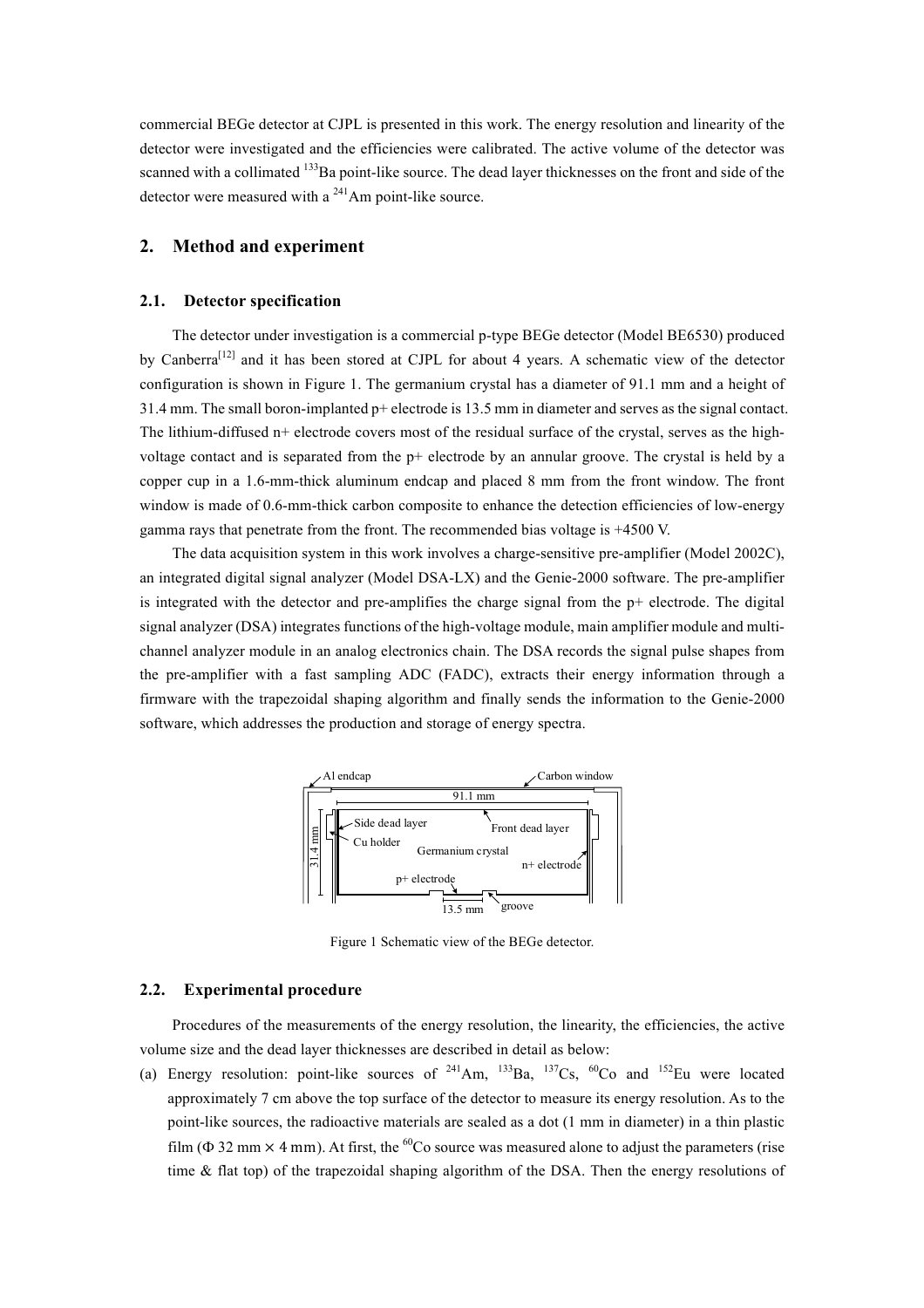commercial BEGe detector at CJPL is presented in this work. The energy resolution and linearity of the detector were investigated and the efficiencies were calibrated. The active volume of the detector was scanned with a collimated $^{133}$Ba point-like source. The dead layer thicknesses on the front and side of the detector were measured with a $^{241}$Am point-like source.

## 2. Method and experiment

### 2.1. Detector specification

The detector under investigation is a commercial p-type BEGe detector (Model BE6530) produced by Canberra[12] and it has been stored at CJPL for about 4 years. A schematic view of the detector configuration is shown in Figure 1. The germanium crystal has a diameter of 91.1 mm and a height of 31.4 mm. The small boron-implanted p+ electrode is 13.5 mm in diameter and serves as the signal contact. The lithium-diffused n+ electrode covers most of the residual surface of the crystal, serves as the high-voltage contact and is separated from the p+ electrode by an annular groove. The crystal is held by a copper cup in a 1.6-mm-thick aluminum endcap and placed 8 mm from the front window. The front window is made of 0.6-mm-thick carbon composite to enhance the detection efficiencies of low-energy gamma rays that penetrate from the front. The recommended bias voltage is +4500 V.

The data acquisition system in this work involves a charge-sensitive pre-amplifier (Model 2002C), an integrated digital signal analyzer (Model DSA-LX) and the Genie-2000 software. The pre-amplifier is integrated with the detector and pre-amplifies the charge signal from the p+ electrode. The digital signal analyzer (DSA) integrates functions of the high-voltage module, main amplifier module and multi-channel analyzer module in an analog electronics chain. The DSA records the signal pulse shapes from the pre-amplifier with a fast sampling ADC (FADC), extracts their energy information through a firmware with the trapezoidal shaping algorithm and finally sends the information to the Genie-2000 software, which addresses the production and storage of energy spectra.

Figure 1 Schematic view of the BEGe detector.

### 2.2. Experimental procedure

Procedures of the measurements of the energy resolution, the linearity, the efficiencies, the active volume size and the dead layer thicknesses are described in detail as below:

(a) Energy resolution: point-like sources of $^{241}$Am, $^{133}$Ba, $^{137}$Cs, $^{60}$Co and $^{152}$Eu were located approximately 7 cm above the top surface of the detector to measure its energy resolution. As to the point-like sources, the radioactive materials are sealed as a dot (1 mm in diameter) in a thin plastic film ($\Phi$ 32 mm $\times$ 4 mm). At first, the $^{60}$Co source was measured alone to adjust the parameters (rise time & flat top) of the trapezoidal shaping algorithm of the DSA. Then the energy resolutions of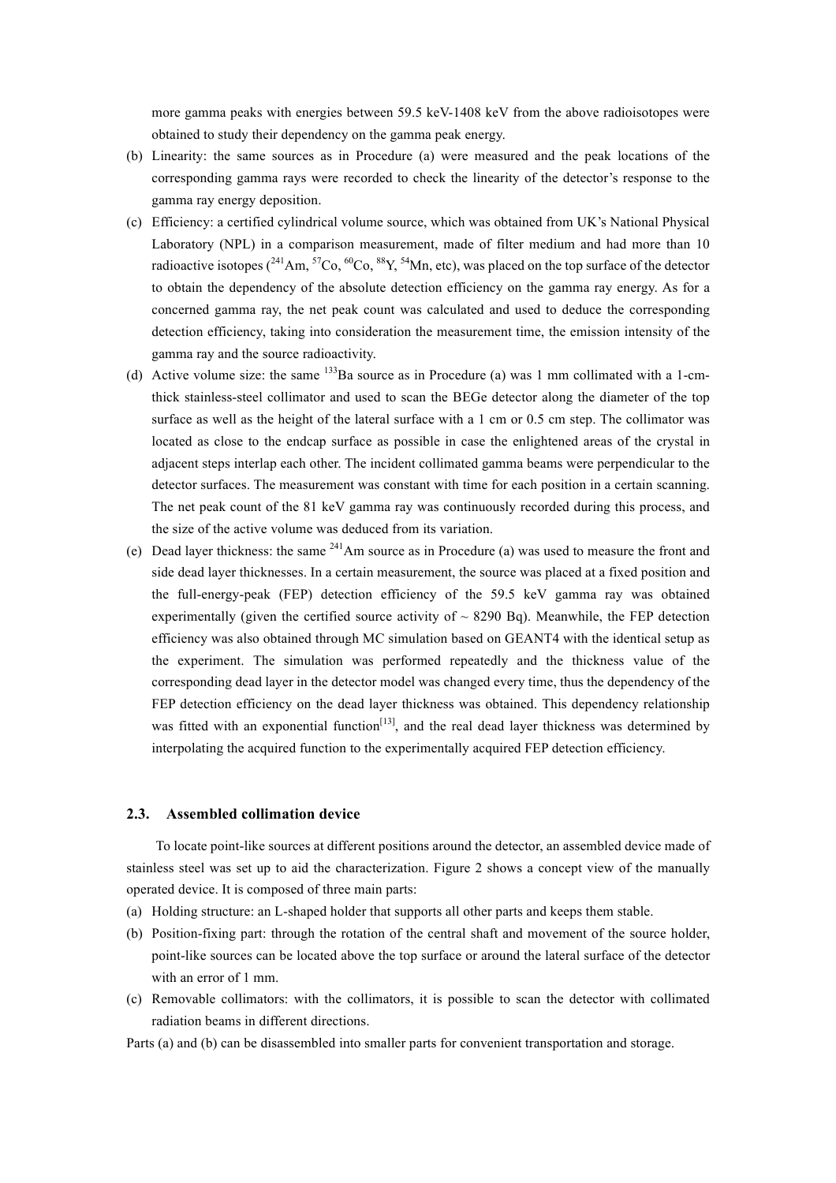more gamma peaks with energies between 59.5 keV-1408 keV from the above radioisotopes were obtained to study their dependency on the gamma peak energy.

(b) Linearity: the same sources as in Procedure (a) were measured and the peak locations of the corresponding gamma rays were recorded to check the linearity of the detector's response to the gamma ray energy deposition.

(c) Efficiency: a certified cylindrical volume source, which was obtained from UK's National Physical Laboratory (NPL) in a comparison measurement, made of filter medium and had more than 10 radioactive isotopes ($^{241}$Am, $^{57}$Co, $^{60}$Co, $^{88}$Y, $^{54}$Mn, etc), was placed on the top surface of the detector to obtain the dependency of the absolute detection efficiency on the gamma ray energy. As for a concerned gamma ray, the net peak count was calculated and used to deduce the corresponding detection efficiency, taking into consideration the measurement time, the emission intensity of the gamma ray and the source radioactivity.

(d) Active volume size: the same $^{133}$Ba source as in Procedure (a) was 1 mm collimated with a 1-cm-thick stainless-steel collimator and used to scan the BEGe detector along the diameter of the top surface as well as the height of the lateral surface with a 1 cm or 0.5 cm step. The collimator was located as close to the endcap surface as possible in case the enlightened areas of the crystal in adjacent steps interlap each other. The incident collimated gamma beams were perpendicular to the detector surfaces. The measurement was constant with time for each position in a certain scanning. The net peak count of the 81 keV gamma ray was continuously recorded during this process, and the size of the active volume was deduced from its variation.

(e) Dead layer thickness: the same $^{241}$Am source as in Procedure (a) was used to measure the front and side dead layer thicknesses. In a certain measurement, the source was placed at a fixed position and the full-energy-peak (FEP) detection efficiency of the 59.5 keV gamma ray was obtained experimentally (given the certified source activity of ~ 8290 Bq). Meanwhile, the FEP detection efficiency was also obtained through MC simulation based on GEANT4 with the identical setup as the experiment. The simulation was performed repeatedly and the thickness value of the corresponding dead layer in the detector model was changed every time, thus the dependency of the FEP detection efficiency on the dead layer thickness was obtained. This dependency relationship was fitted with an exponential function[13], and the real dead layer thickness was determined by interpolating the acquired function to the experimentally acquired FEP detection efficiency.

### 2.3. Assembled collimation device

To locate point-like sources at different positions around the detector, an assembled device made of stainless steel was set up to aid the characterization. Figure 2 shows a concept view of the manually operated device. It is composed of three main parts:

(a) Holding structure: an L-shaped holder that supports all other parts and keeps them stable.

(b) Position-fixing part: through the rotation of the central shaft and movement of the source holder, point-like sources can be located above the top surface or around the lateral surface of the detector with an error of 1 mm.

(c) Removable collimators: with the collimators, it is possible to scan the detector with collimated radiation beams in different directions.

Parts (a) and (b) can be disassembled into smaller parts for convenient transportation and storage.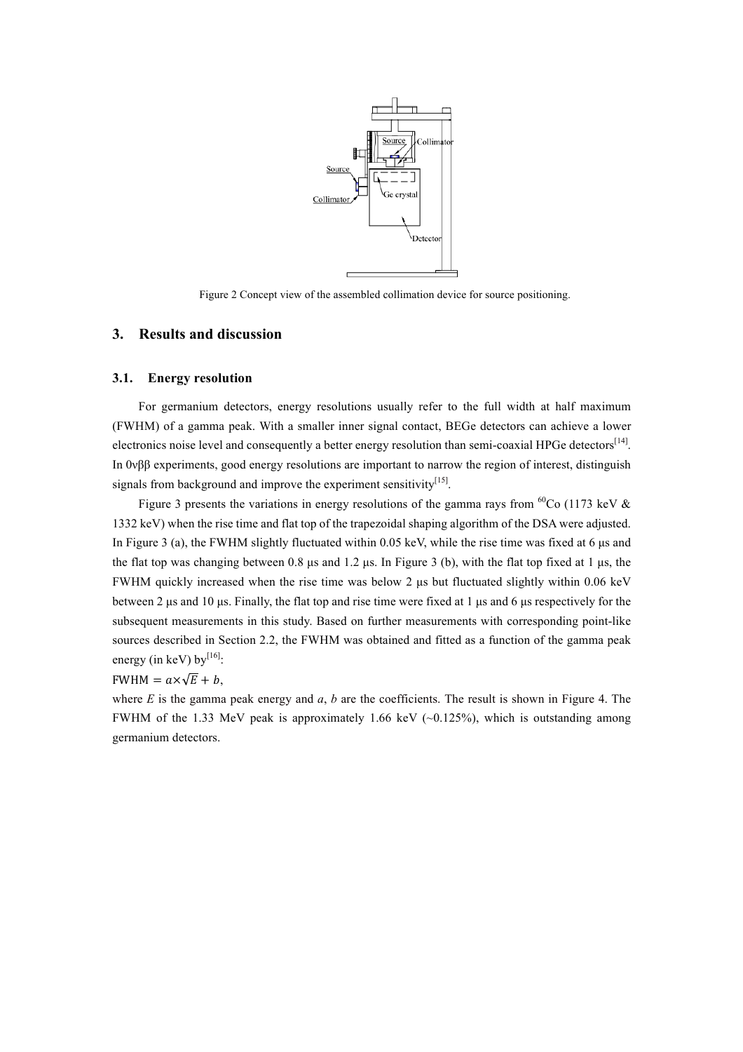Figure 2 Concept view of the assembled collimation device for source positioning.

## 3. Results and discussion

### 3.1. Energy resolution

For germanium detectors, energy resolutions usually refer to the full width at half maximum (FWHM) of a gamma peak. With a smaller inner signal contact, BEGe detectors can achieve a lower electronics noise level and consequently a better energy resolution than semi-coaxial HPGe detectors[14]. In 0νββ experiments, good energy resolutions are important to narrow the region of interest, distinguish signals from background and improve the experiment sensitivity[15].

Figure 3 presents the variations in energy resolutions of the gamma rays from $^{60}$Co (1173 keV & 1332 keV) when the rise time and flat top of the trapezoidal shaping algorithm of the DSA were adjusted. In Figure 3 (a), the FWHM slightly fluctuated within 0.05 keV, while the rise time was fixed at 6 μs and the flat top was changing between 0.8 μs and 1.2 μs. In Figure 3 (b), with the flat top fixed at 1 μs, the FWHM quickly increased when the rise time was below 2 μs but fluctuated slightly within 0.06 keV between 2 μs and 10 μs. Finally, the flat top and rise time were fixed at 1 μs and 6 μs respectively for the subsequent measurements in this study. Based on further measurements with corresponding point-like sources described in Section 2.2, the FWHM was obtained and fitted as a function of the gamma peak energy (in keV) by[16]:

$$\text{FWHM} = a \times \sqrt{E} + b,$$

where $E$ is the gamma peak energy and $a$, $b$ are the coefficients. The result is shown in Figure 4. The FWHM of the 1.33 MeV peak is approximately 1.66 keV (~0.125%), which is outstanding among germanium detectors.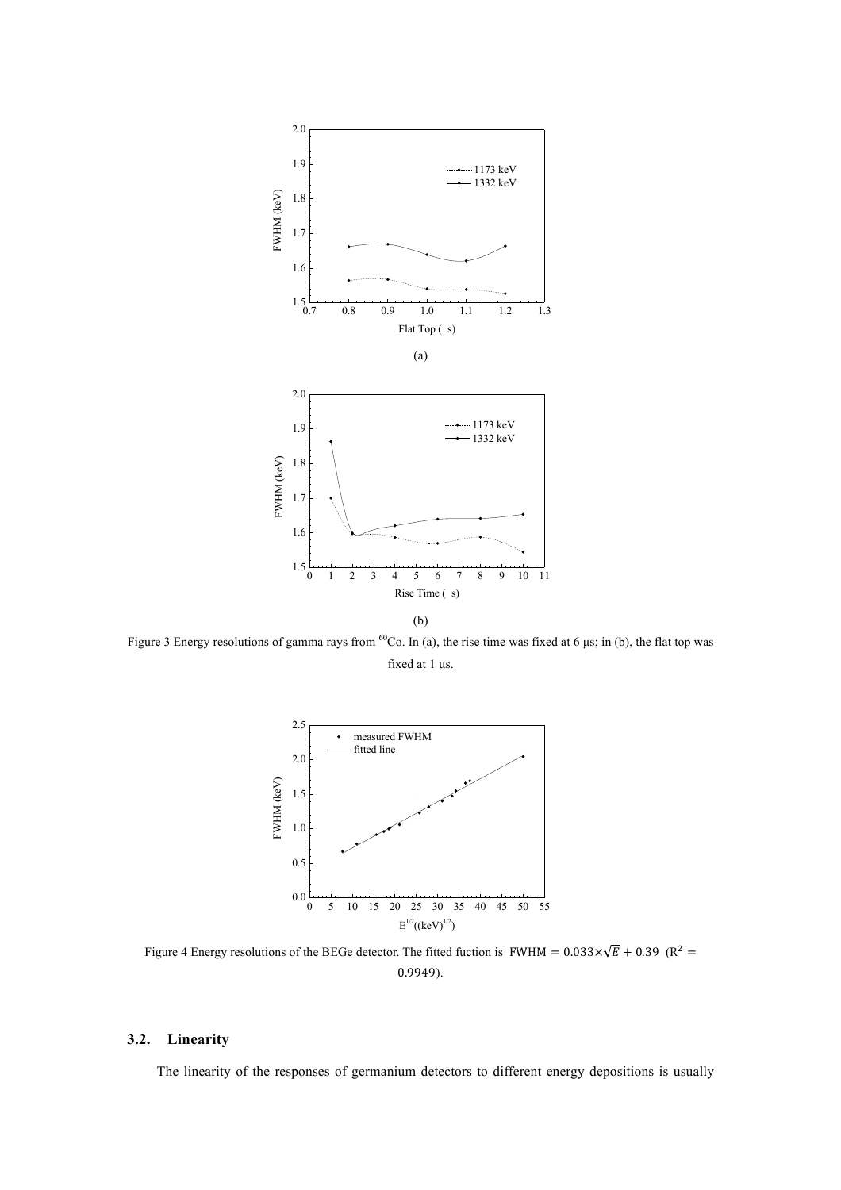Figure 3 Energy resolutions of gamma rays from $^{60}$Co. In (a), the rise time was fixed at 6 μs; in (b), the flat top was fixed at 1 μs.

Figure 4 Energy resolutions of the BEGe detector. The fitted fuction is $\mathrm{FWHM} = 0.033\times\sqrt{E} + 0.39$ ($R^2 = 0.9949$).

### 3.2. Linearity

The linearity of the responses of germanium detectors to different energy depositions is usually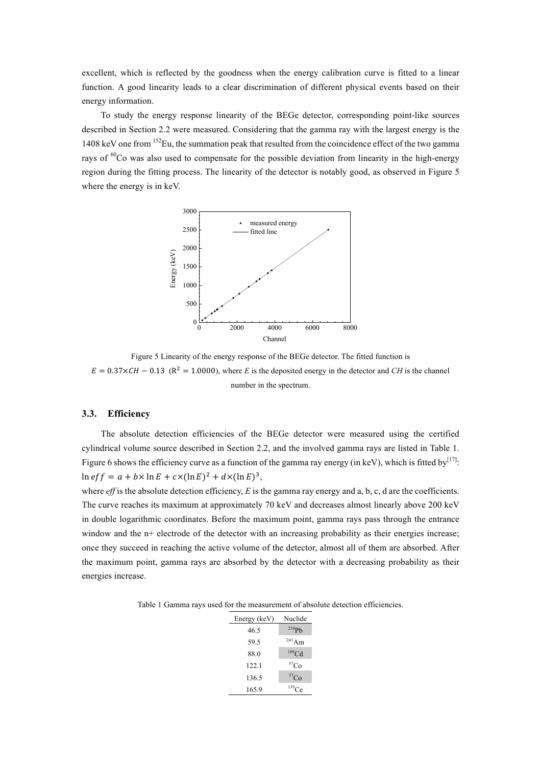excellent, which is reflected by the goodness when the energy calibration curve is fitted to a linear function. A good linearity leads to a clear discrimination of different physical events based on their energy information.

To study the energy response linearity of the BEGe detector, corresponding point-like sources described in Section 2.2 were measured. Considering that the gamma ray with the largest energy is the 1408 keV one from $^{152}$Eu, the summation peak that resulted from the coincidence effect of the two gamma rays of $^{60}$Co was also used to compensate for the possible deviation from linearity in the high-energy region during the fitting process. The linearity of the detector is notably good, as observed in Figure 5 where the energy is in keV.

Figure 5 Linearity of the energy response of the BEGe detector. The fitted function is $E = 0.37 \times CH - 0.13$ ($R^2 = 1.0000$), where *E* is the deposited energy in the detector and *CH* is the channel number in the spectrum.

### 3.3. Efficiency

The absolute detection efficiencies of the BEGe detector were measured using the certified cylindrical volume source described in Section 2.2, and the involved gamma rays are listed in Table 1. Figure 6 shows the efficiency curve as a function of the gamma ray energy (in keV), which is fitted by[17]:

$\ln eff = a + b \times \ln E + c \times (\ln E)^2 + d \times (\ln E)^3$,

where *eff* is the absolute detection efficiency, *E* is the gamma ray energy and a, b, c, d are the coefficients. The curve reaches its maximum at approximately 70 keV and decreases almost linearly above 200 keV in double logarithmic coordinates. Before the maximum point, gamma rays pass through the entrance window and the n+ electrode of the detector with an increasing probability as their energies increase; once they succeed in reaching the active volume of the detector, almost all of them are absorbed. After the maximum point, gamma rays are absorbed by the detector with a decreasing probability as their energies increase.

Table 1 Gamma rays used for the measurement of absolute detection efficiencies.

| Energy (keV) | Nuclide |
|---|---|
| 46.5 | $^{210}$Pb |
| 59.5 | $^{241}$Am |
| 88.0 | $^{109}$Cd |
| 122.1 | $^{57}$Co |
| 136.5 | $^{57}$Co |
| 165.9 | $^{139}$Ce |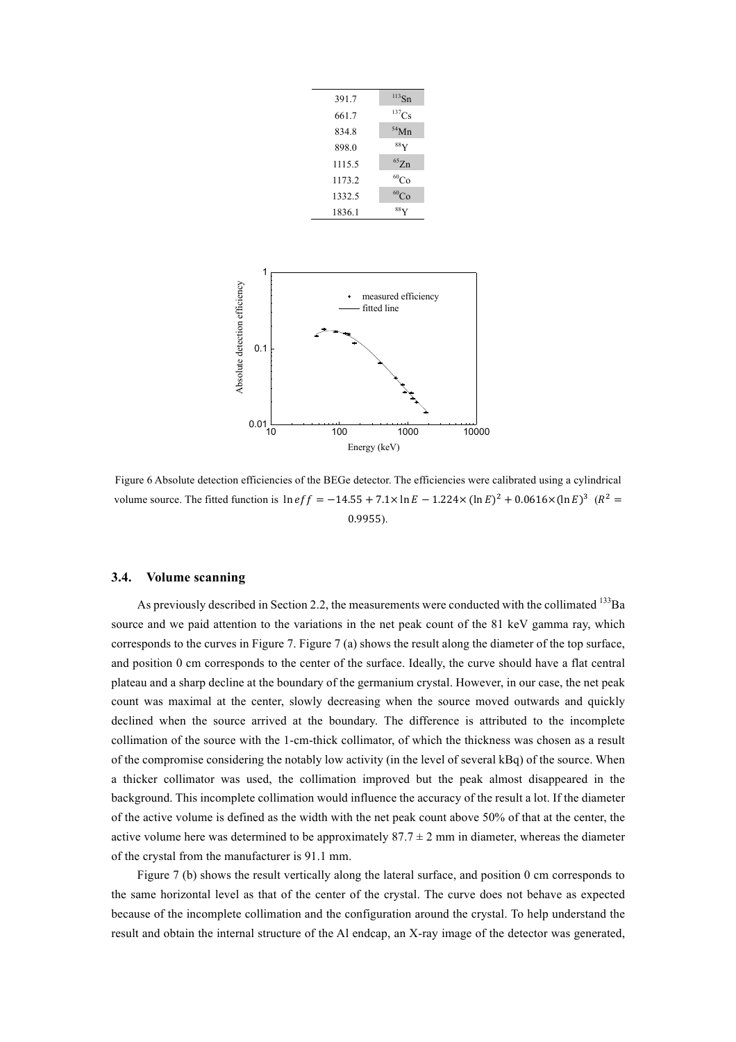| | |
|---|---|
| 391.7 | $^{113}$Sn |
| 661.7 | $^{137}$Cs |
| 834.8 | $^{54}$Mn |
| 898.0 | $^{88}$Y |
| 1115.5 | $^{65}$Zn |
| 1173.2 | $^{60}$Co |
| 1332.5 | $^{60}$Co |
| 1836.1 | $^{88}$Y |

Figure 6 Absolute detection efficiencies of the BEGe detector. The efficiencies were calibrated using a cylindrical volume source. The fitted function is $\ln eff = -14.55 + 7.1 \times \ln E - 1.224 \times (\ln E)^2 + 0.0616 \times (\ln E)^3$ ($R^2 = 0.9955$).

### 3.4. Volume scanning

As previously described in Section 2.2, the measurements were conducted with the collimated $^{133}$Ba source and we paid attention to the variations in the net peak count of the 81 keV gamma ray, which corresponds to the curves in Figure 7. Figure 7 (a) shows the result along the diameter of the top surface, and position 0 cm corresponds to the center of the surface. Ideally, the curve should have a flat central plateau and a sharp decline at the boundary of the germanium crystal. However, in our case, the net peak count was maximal at the center, slowly decreasing when the source moved outwards and quickly declined when the source arrived at the boundary. The difference is attributed to the incomplete collimation of the source with the 1-cm-thick collimator, of which the thickness was chosen as a result of the compromise considering the notably low activity (in the level of several kBq) of the source. When a thicker collimator was used, the collimation improved but the peak almost disappeared in the background. This incomplete collimation would influence the accuracy of the result a lot. If the diameter of the active volume is defined as the width with the net peak count above 50% of that at the center, the active volume here was determined to be approximately 87.7 ± 2 mm in diameter, whereas the diameter of the crystal from the manufacturer is 91.1 mm.

Figure 7 (b) shows the result vertically along the lateral surface, and position 0 cm corresponds to the same horizontal level as that of the center of the crystal. The curve does not behave as expected because of the incomplete collimation and the configuration around the crystal. To help understand the result and obtain the internal structure of the Al endcap, an X-ray image of the detector was generated,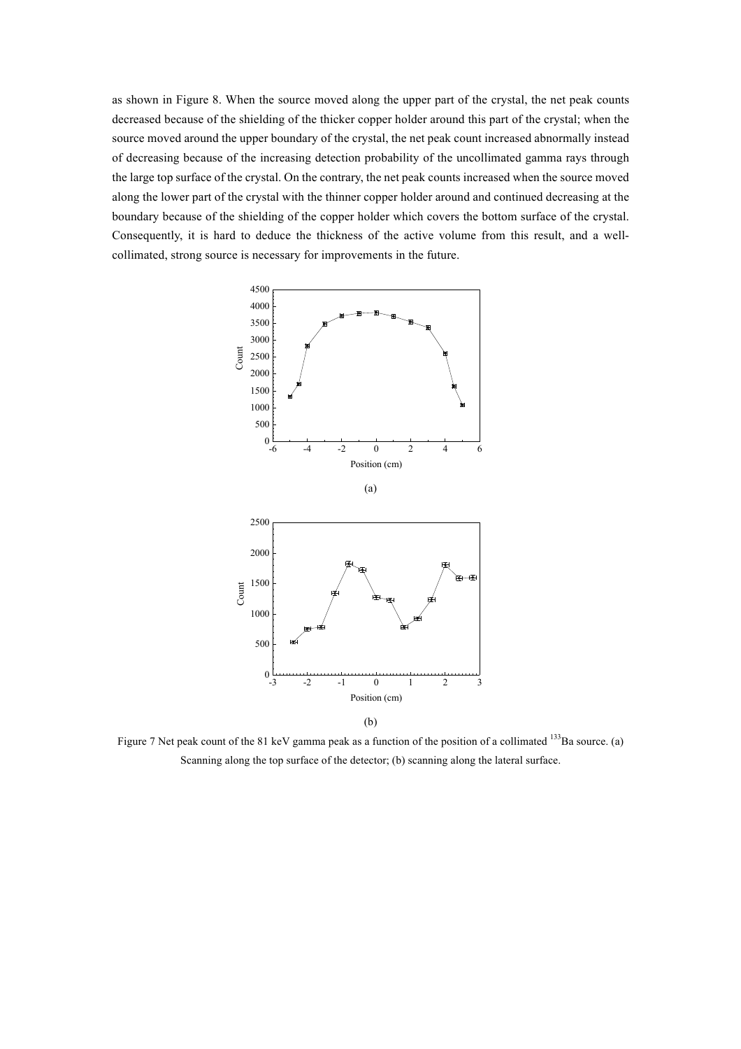as shown in Figure 8. When the source moved along the upper part of the crystal, the net peak counts decreased because of the shielding of the thicker copper holder around this part of the crystal; when the source moved around the upper boundary of the crystal, the net peak count increased abnormally instead of decreasing because of the increasing detection probability of the uncollimated gamma rays through the large top surface of the crystal. On the contrary, the net peak counts increased when the source moved along the lower part of the crystal with the thinner copper holder around and continued decreasing at the boundary because of the shielding of the copper holder which covers the bottom surface of the crystal. Consequently, it is hard to deduce the thickness of the active volume from this result, and a well-collimated, strong source is necessary for improvements in the future.

(a)

(b)

Figure 7 Net peak count of the 81 keV gamma peak as a function of the position of a collimated $^{133}$Ba source. (a) Scanning along the top surface of the detector; (b) scanning along the lateral surface.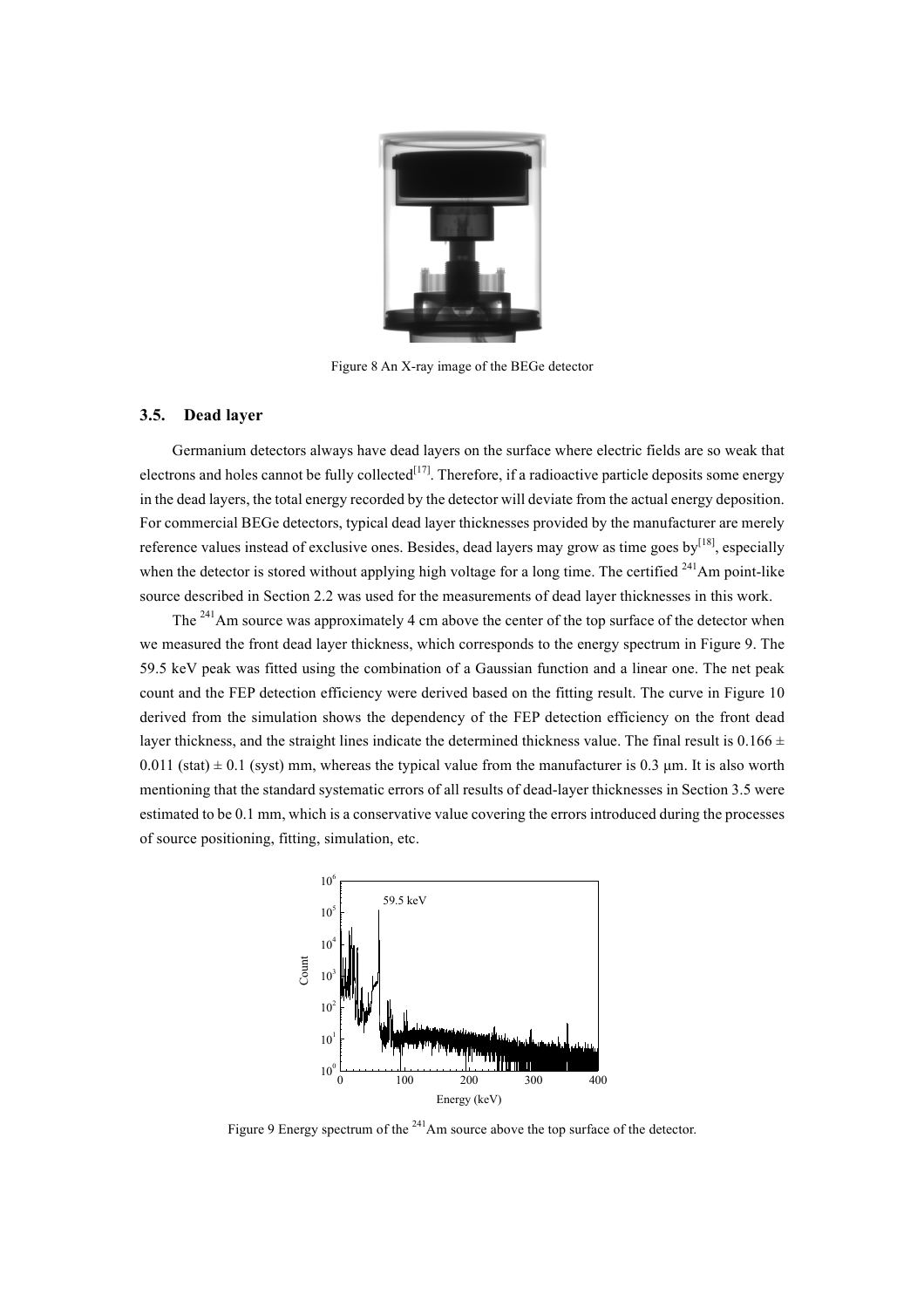Figure 8 An X-ray image of the BEGe detector

### 3.5. Dead layer

Germanium detectors always have dead layers on the surface where electric fields are so weak that electrons and holes cannot be fully collected[17]. Therefore, if a radioactive particle deposits some energy in the dead layers, the total energy recorded by the detector will deviate from the actual energy deposition. For commercial BEGe detectors, typical dead layer thicknesses provided by the manufacturer are merely reference values instead of exclusive ones. Besides, dead layers may grow as time goes by[18], especially when the detector is stored without applying high voltage for a long time. The certified $^{241}$Am point-like source described in Section 2.2 was used for the measurements of dead layer thicknesses in this work.

The $^{241}$Am source was approximately 4 cm above the center of the top surface of the detector when we measured the front dead layer thickness, which corresponds to the energy spectrum in Figure 9. The 59.5 keV peak was fitted using the combination of a Gaussian function and a linear one. The net peak count and the FEP detection efficiency were derived based on the fitting result. The curve in Figure 10 derived from the simulation shows the dependency of the FEP detection efficiency on the front dead layer thickness, and the straight lines indicate the determined thickness value. The final result is $0.166 \pm 0.011$ (stat) $\pm$ 0.1 (syst) mm, whereas the typical value from the manufacturer is 0.3 μm. It is also worth mentioning that the standard systematic errors of all results of dead-layer thicknesses in Section 3.5 were estimated to be 0.1 mm, which is a conservative value covering the errors introduced during the processes of source positioning, fitting, simulation, etc.

Figure 9 Energy spectrum of the $^{241}$Am source above the top surface of the detector.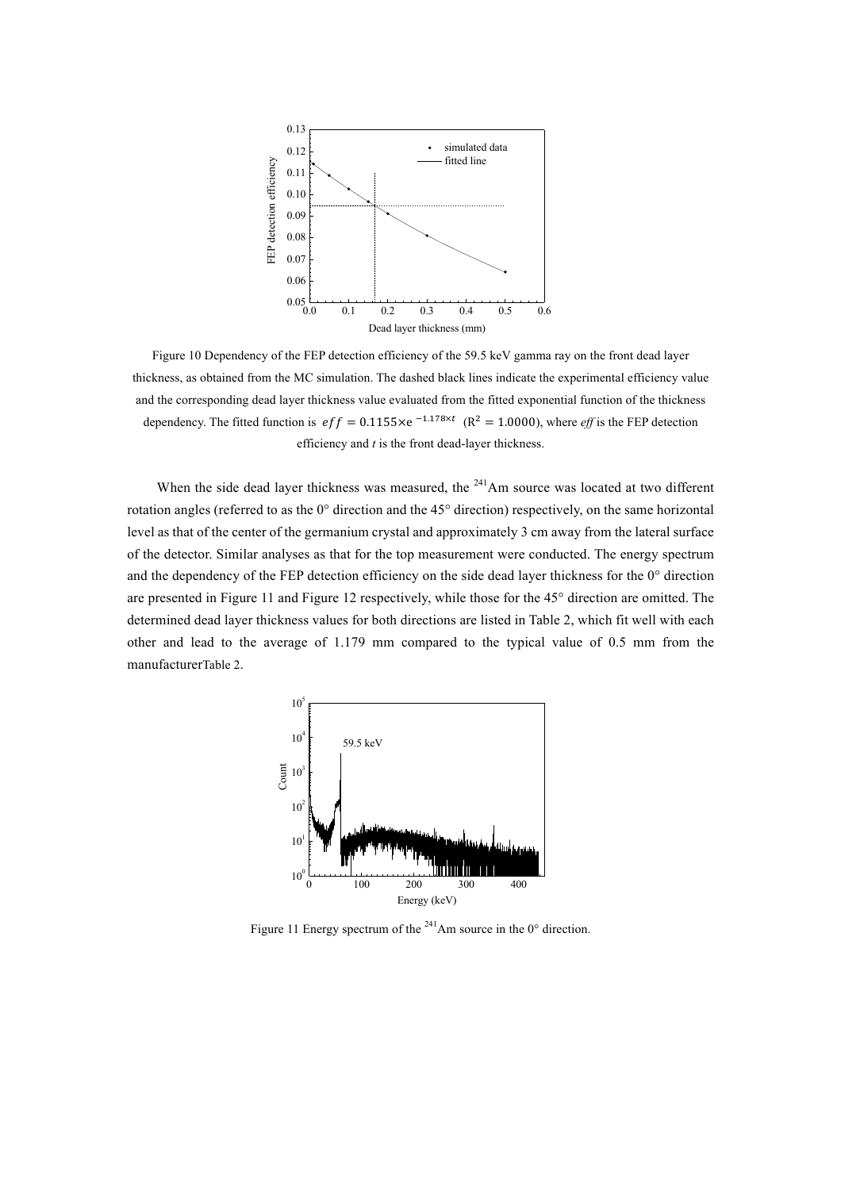Figure 10 Dependency of the FEP detection efficiency of the 59.5 keV gamma ray on the front dead layer thickness, as obtained from the MC simulation. The dashed black lines indicate the experimental efficiency value and the corresponding dead layer thickness value evaluated from the fitted exponential function of the thickness dependency. The fitted function is $eff = 0.1155 \times e^{-1.178 \times t}$ ($R^2 = 1.0000$), where *eff* is the FEP detection efficiency and *t* is the front dead-layer thickness.

When the side dead layer thickness was measured, the $^{241}$Am source was located at two different rotation angles (referred to as the 0° direction and the 45° direction) respectively, on the same horizontal level as that of the center of the germanium crystal and approximately 3 cm away from the lateral surface of the detector. Similar analyses as that for the top measurement were conducted. The energy spectrum and the dependency of the FEP detection efficiency on the side dead layer thickness for the 0° direction are presented in Figure 11 and Figure 12 respectively, while those for the 45° direction are omitted. The determined dead layer thickness values for both directions are listed in Table 2, which fit well with each other and lead to the average of 1.179 mm compared to the typical value of 0.5 mm from the manufacturerTable 2.

Figure 11 Energy spectrum of the $^{241}$Am source in the 0° direction.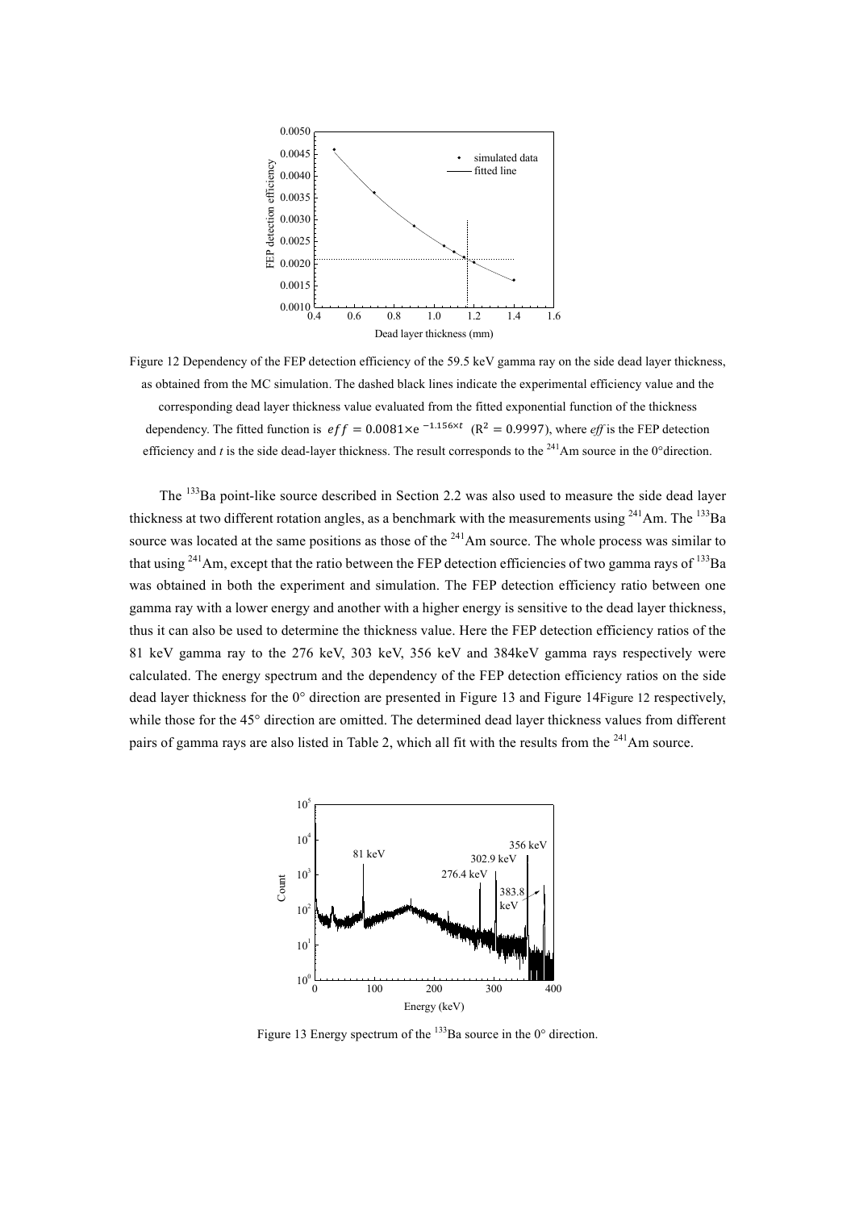Figure 12 Dependency of the FEP detection efficiency of the 59.5 keV gamma ray on the side dead layer thickness, as obtained from the MC simulation. The dashed black lines indicate the experimental efficiency value and the corresponding dead layer thickness value evaluated from the fitted exponential function of the thickness dependency. The fitted function is $eff = 0.0081 \times e^{-1.156 \times t}$ ($R^2 = 0.9997$), where *eff* is the FEP detection efficiency and *t* is the side dead-layer thickness. The result corresponds to the $^{241}$Am source in the 0° direction.

The $^{133}$Ba point-like source described in Section 2.2 was also used to measure the side dead layer thickness at two different rotation angles, as a benchmark with the measurements using $^{241}$Am. The $^{133}$Ba source was located at the same positions as those of the $^{241}$Am source. The whole process was similar to that using $^{241}$Am, except that the ratio between the FEP detection efficiencies of two gamma rays of $^{133}$Ba was obtained in both the experiment and simulation. The FEP detection efficiency ratio between one gamma ray with a lower energy and another with a higher energy is sensitive to the dead layer thickness, thus it can also be used to determine the thickness value. Here the FEP detection efficiency ratios of the 81 keV gamma ray to the 276 keV, 303 keV, 356 keV and 384keV gamma rays respectively were calculated. The energy spectrum and the dependency of the FEP detection efficiency ratios on the side dead layer thickness for the 0° direction are presented in Figure 13 and Figure 14Figure 12 respectively, while those for the 45° direction are omitted. The determined dead layer thickness values from different pairs of gamma rays are also listed in Table 2, which all fit with the results from the $^{241}$Am source.

Figure 13 Energy spectrum of the $^{133}$Ba source in the 0° direction.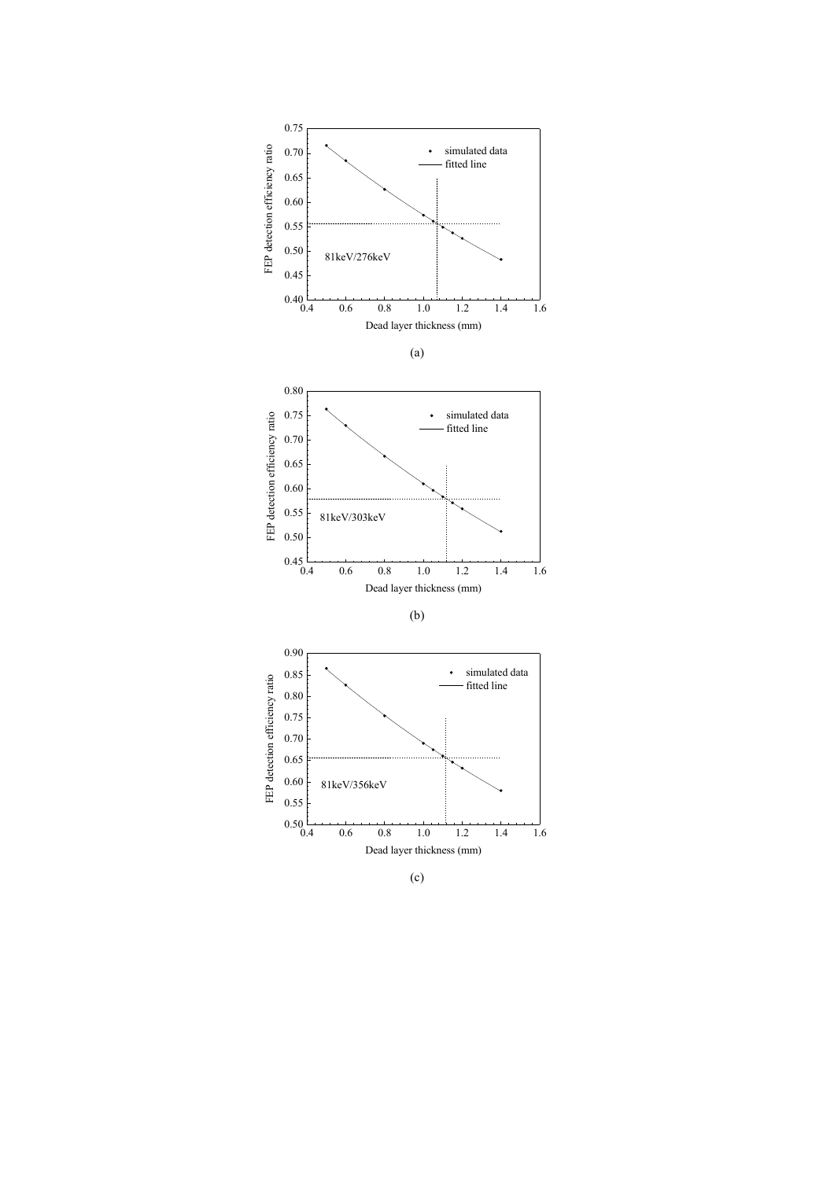(a)

(b)

(c)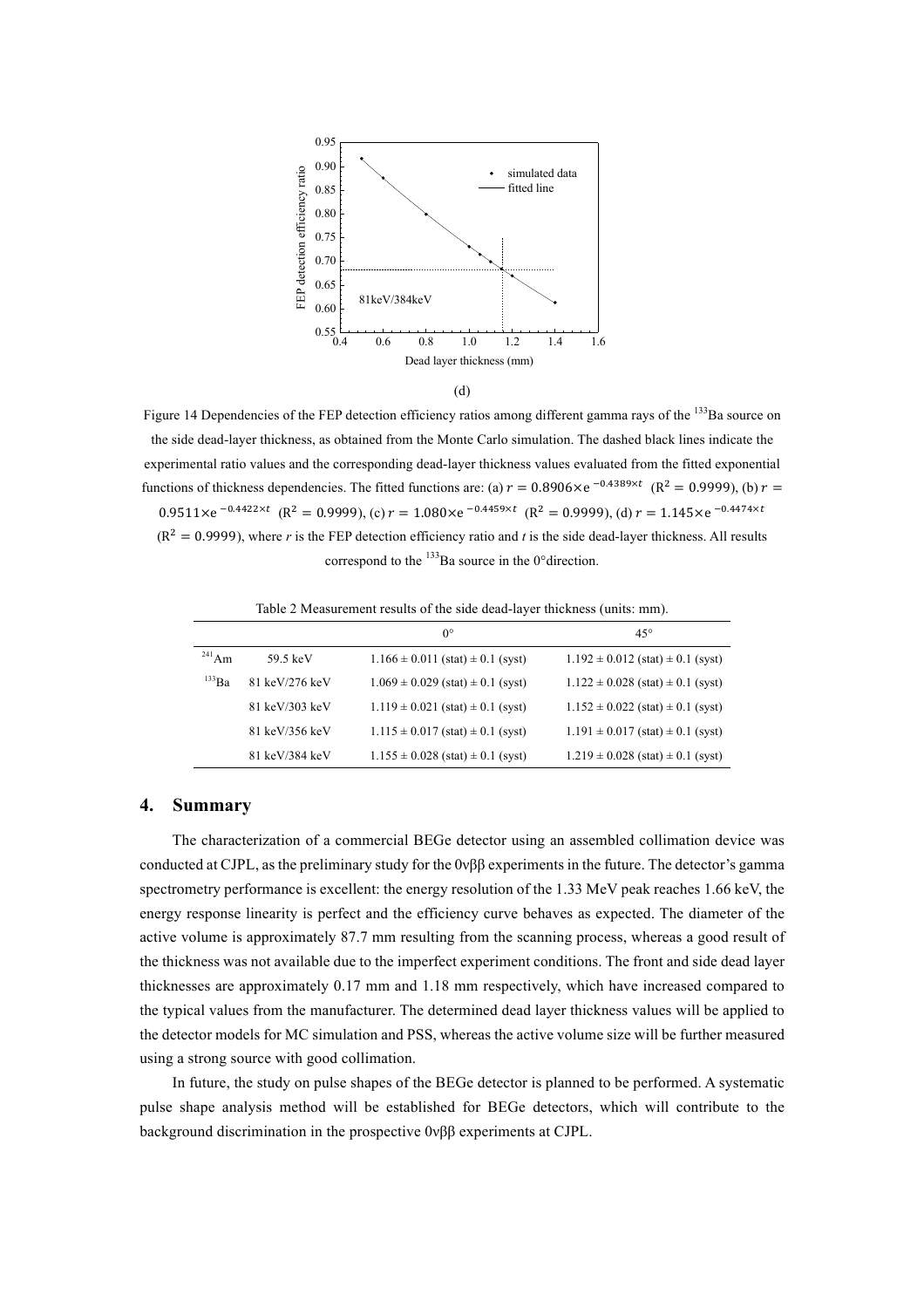(d)

Figure 14 Dependencies of the FEP detection efficiency ratios among different gamma rays of the [133]Ba source on the side dead-layer thickness, as obtained from the Monte Carlo simulation. The dashed black lines indicate the experimental ratio values and the corresponding dead-layer thickness values evaluated from the fitted exponential functions of thickness dependencies. The fitted functions are: (a) $r = 0.8906\times e^{-0.4389\times t}$ ($R^2 = 0.9999$), (b) $r = 0.9511\times e^{-0.4422\times t}$ ($R^2 = 0.9999$), (c) $r = 1.080\times e^{-0.4459\times t}$ ($R^2 = 0.9999$), (d) $r = 1.145\times e^{-0.4474\times t}$ ($R^2 = 0.9999$), where *r* is the FEP detection efficiency ratio and *t* is the side dead-layer thickness. All results correspond to the [133]Ba source in the 0°direction.

Table 2 Measurement results of the side dead-layer thickness (units: mm).

| | | 0° | 45° |
|---|---|---|---|
| $^{241}$Am | 59.5 keV | 1.166 ± 0.011 (stat) ± 0.1 (syst) | 1.192 ± 0.012 (stat) ± 0.1 (syst) |
| $^{133}$Ba | 81 keV/276 keV | 1.069 ± 0.029 (stat) ± 0.1 (syst) | 1.122 ± 0.028 (stat) ± 0.1 (syst) |
| | 81 keV/303 keV | 1.119 ± 0.021 (stat) ± 0.1 (syst) | 1.152 ± 0.022 (stat) ± 0.1 (syst) |
| | 81 keV/356 keV | 1.115 ± 0.017 (stat) ± 0.1 (syst) | 1.191 ± 0.017 (stat) ± 0.1 (syst) |
| | 81 keV/384 keV | 1.155 ± 0.028 (stat) ± 0.1 (syst) | 1.219 ± 0.028 (stat) ± 0.1 (syst) |

## 4. Summary

The characterization of a commercial BEGe detector using an assembled collimation device was conducted at CJPL, as the preliminary study for the 0νββ experiments in the future. The detector's gamma spectrometry performance is excellent: the energy resolution of the 1.33 MeV peak reaches 1.66 keV, the energy response linearity is perfect and the efficiency curve behaves as expected. The diameter of the active volume is approximately 87.7 mm resulting from the scanning process, whereas a good result of the thickness was not available due to the imperfect experiment conditions. The front and side dead layer thicknesses are approximately 0.17 mm and 1.18 mm respectively, which have increased compared to the typical values from the manufacturer. The determined dead layer thickness values will be applied to the detector models for MC simulation and PSS, whereas the active volume size will be further measured using a strong source with good collimation.

In future, the study on pulse shapes of the BEGe detector is planned to be performed. A systematic pulse shape analysis method will be established for BEGe detectors, which will contribute to the background discrimination in the prospective 0νββ experiments at CJPL.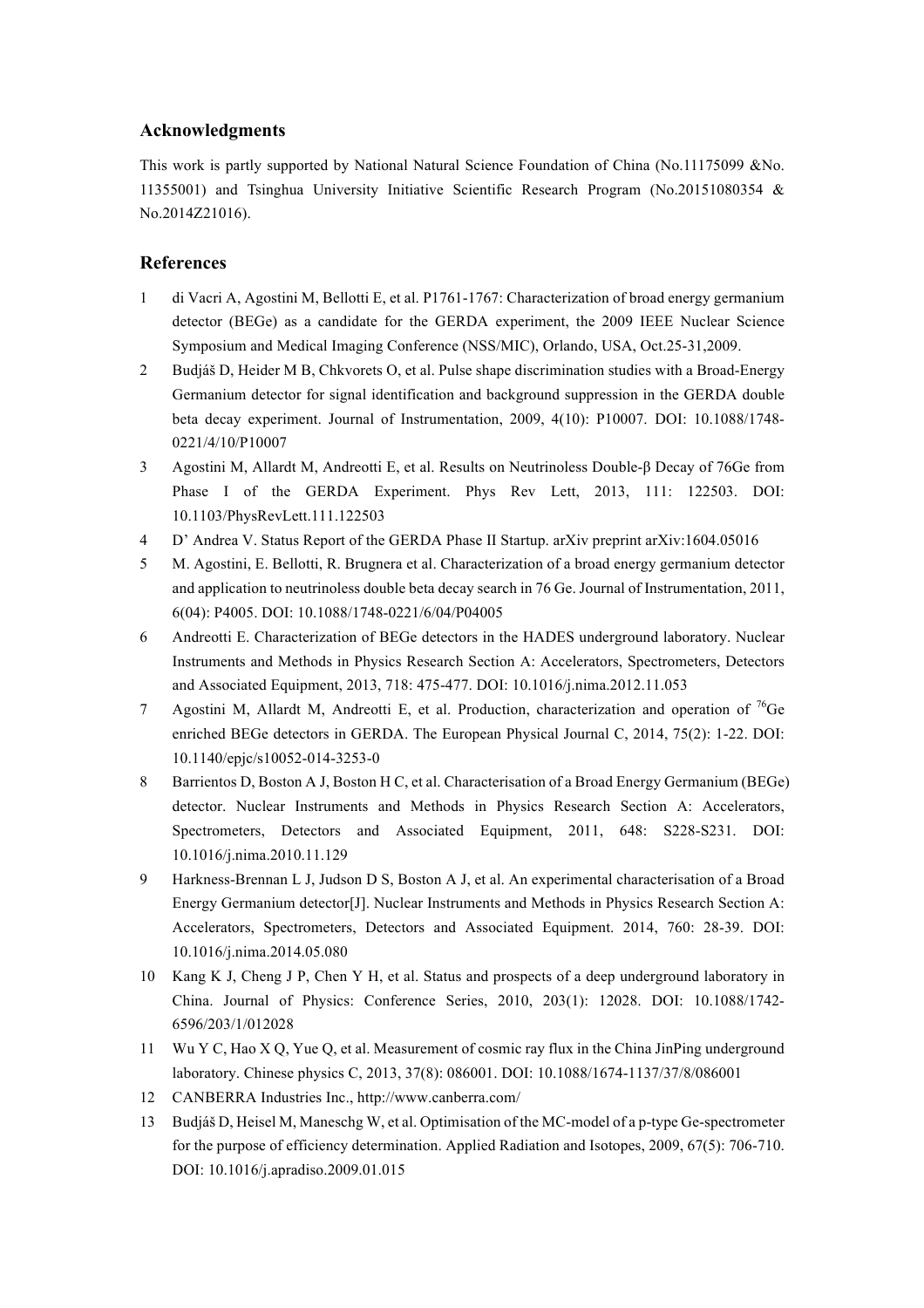## Acknowledgments

This work is partly supported by National Natural Science Foundation of China (No.11175099 &No. 11355001) and Tsinghua University Initiative Scientific Research Program (No.20151080354 & No.2014Z21016).

## References

1. di Vacri A, Agostini M, Bellotti E, et al. P1761-1767: Characterization of broad energy germanium detector (BEGe) as a candidate for the GERDA experiment, the 2009 IEEE Nuclear Science Symposium and Medical Imaging Conference (NSS/MIC), Orlando, USA, Oct.25-31,2009.
2. Budjáš D, Heider M B, Chkvorets O, et al. Pulse shape discrimination studies with a Broad-Energy Germanium detector for signal identification and background suppression in the GERDA double beta decay experiment. Journal of Instrumentation, 2009, 4(10): P10007. DOI: 10.1088/1748-0221/4/10/P10007
3. Agostini M, Allardt M, Andreotti E, et al. Results on Neutrinoless Double-β Decay of 76Ge from Phase I of the GERDA Experiment. Phys Rev Lett, 2013, 111: 122503. DOI: 10.1103/PhysRevLett.111.122503
4. D' Andrea V. Status Report of the GERDA Phase II Startup. arXiv preprint arXiv:1604.05016
5. M. Agostini, E. Bellotti, R. Brugnera et al. Characterization of a broad energy germanium detector and application to neutrinoless double beta decay search in 76 Ge. Journal of Instrumentation, 2011, 6(04): P4005. DOI: 10.1088/1748-0221/6/04/P04005
6. Andreotti E. Characterization of BEGe detectors in the HADES underground laboratory. Nuclear Instruments and Methods in Physics Research Section A: Accelerators, Spectrometers, Detectors and Associated Equipment, 2013, 718: 475-477. DOI: 10.1016/j.nima.2012.11.053
7. Agostini M, Allardt M, Andreotti E, et al. Production, characterization and operation of $^{76}$Ge enriched BEGe detectors in GERDA. The European Physical Journal C, 2014, 75(2): 1-22. DOI: 10.1140/epjc/s10052-014-3253-0
8. Barrientos D, Boston A J, Boston H C, et al. Characterisation of a Broad Energy Germanium (BEGe) detector. Nuclear Instruments and Methods in Physics Research Section A: Accelerators, Spectrometers, Detectors and Associated Equipment, 2011, 648: S228-S231. DOI: 10.1016/j.nima.2010.11.129
9. Harkness-Brennan L J, Judson D S, Boston A J, et al. An experimental characterisation of a Broad Energy Germanium detector[J]. Nuclear Instruments and Methods in Physics Research Section A: Accelerators, Spectrometers, Detectors and Associated Equipment. 2014, 760: 28-39. DOI: 10.1016/j.nima.2014.05.080
10. Kang K J, Cheng J P, Chen Y H, et al. Status and prospects of a deep underground laboratory in China. Journal of Physics: Conference Series, 2010, 203(1): 12028. DOI: 10.1088/1742-6596/203/1/012028
11. Wu Y C, Hao X Q, Yue Q, et al. Measurement of cosmic ray flux in the China JinPing underground laboratory. Chinese physics C, 2013, 37(8): 086001. DOI: 10.1088/1674-1137/37/8/086001
12. CANBERRA Industries Inc., http://www.canberra.com/
13. Budjáš D, Heisel M, Maneschg W, et al. Optimisation of the MC-model of a p-type Ge-spectrometer for the purpose of efficiency determination. Applied Radiation and Isotopes, 2009, 67(5): 706-710. DOI: 10.1016/j.apradiso.2009.01.015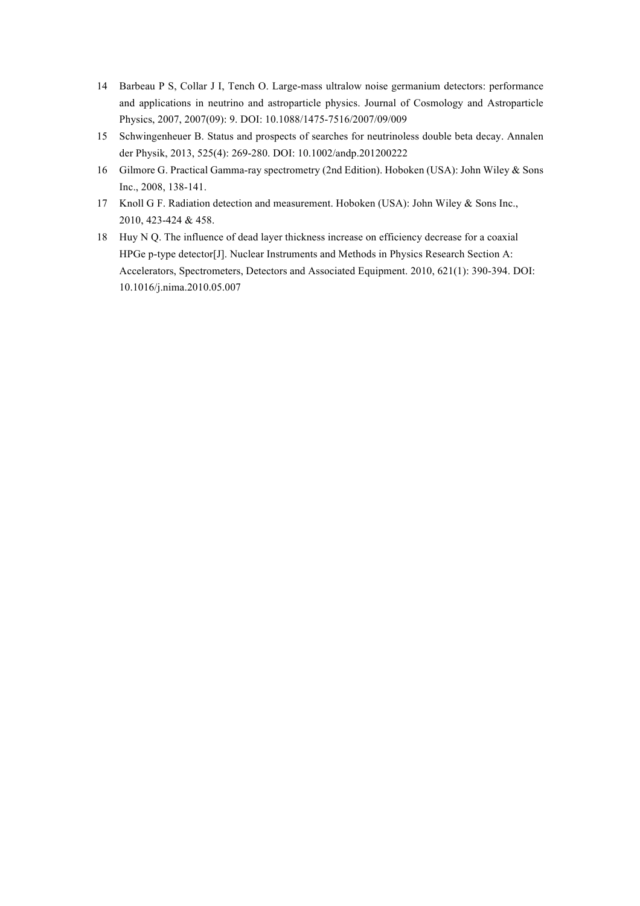14 Barbeau P S, Collar J I, Tench O. Large-mass ultralow noise germanium detectors: performance and applications in neutrino and astroparticle physics. Journal of Cosmology and Astroparticle Physics, 2007, 2007(09): 9. DOI: 10.1088/1475-7516/2007/09/009

15 Schwingenheuer B. Status and prospects of searches for neutrinoless double beta decay. Annalen der Physik, 2013, 525(4): 269-280. DOI: 10.1002/andp.201200222

16 Gilmore G. Practical Gamma-ray spectrometry (2nd Edition). Hoboken (USA): John Wiley & Sons Inc., 2008, 138-141.

17 Knoll G F. Radiation detection and measurement. Hoboken (USA): John Wiley & Sons Inc., 2010, 423-424 & 458.

18 Huy N Q. The influence of dead layer thickness increase on efficiency decrease for a coaxial HPGe p-type detector[J]. Nuclear Instruments and Methods in Physics Research Section A: Accelerators, Spectrometers, Detectors and Associated Equipment. 2010, 621(1): 390-394. DOI: 10.1016/j.nima.2010.05.007